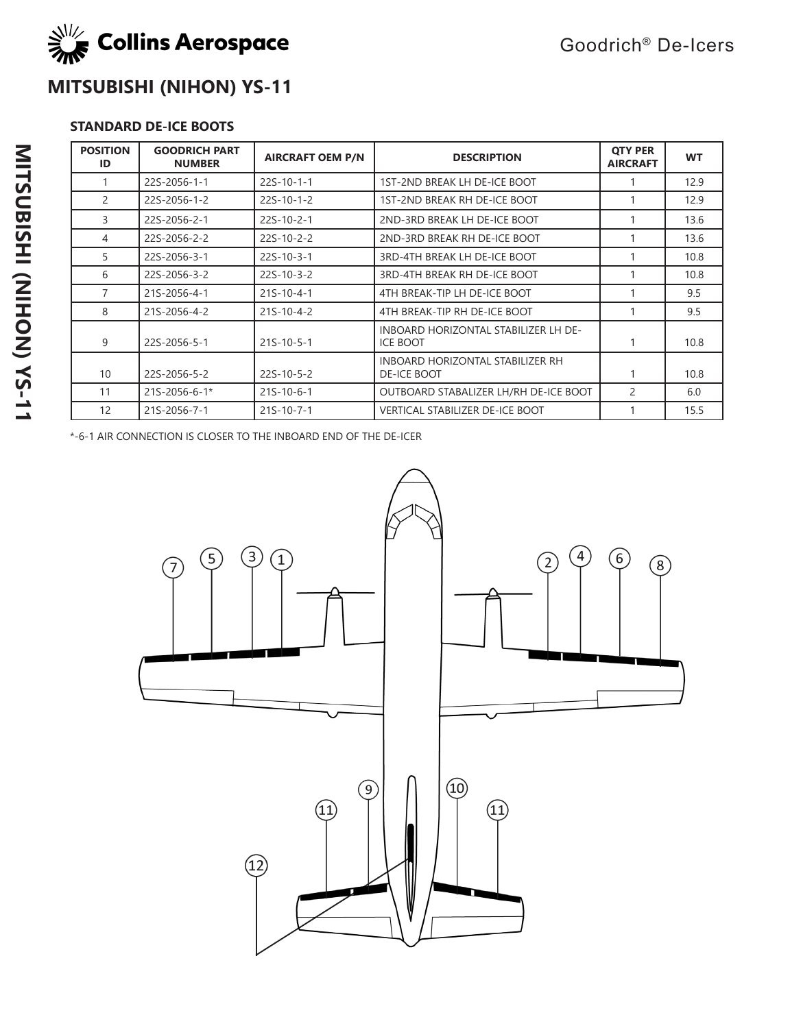# MITSUBISHI (NIHON) YS-11

### STANDARD DE-ICE BOOTS

| POSITION ID | GOODRICH PART NUMBER | AIRCRAFT OEM P/N | DESCRIPTION | QTY PER AIRCRAFT | WT |
|---|---|---|---|---|---|
| 1 | 22S-2056-1-1 | 22S-10-1-1 | 1ST-2ND BREAK LH DE-ICE BOOT | 1 | 12.9 |
| 2 | 22S-2056-1-2 | 22S-10-1-2 | 1ST-2ND BREAK RH DE-ICE BOOT | 1 | 12.9 |
| 3 | 22S-2056-2-1 | 22S-10-2-1 | 2ND-3RD BREAK LH DE-ICE BOOT | 1 | 13.6 |
| 4 | 22S-2056-2-2 | 22S-10-2-2 | 2ND-3RD BREAK RH DE-ICE BOOT | 1 | 13.6 |
| 5 | 22S-2056-3-1 | 22S-10-3-1 | 3RD-4TH BREAK LH DE-ICE BOOT | 1 | 10.8 |
| 6 | 22S-2056-3-2 | 22S-10-3-2 | 3RD-4TH BREAK RH DE-ICE BOOT | 1 | 10.8 |
| 7 | 21S-2056-4-1 | 21S-10-4-1 | 4TH BREAK-TIP LH DE-ICE BOOT | 1 | 9.5 |
| 8 | 21S-2056-4-2 | 21S-10-4-2 | 4TH BREAK-TIP RH DE-ICE BOOT | 1 | 9.5 |
| 9 | 22S-2056-5-1 | 21S-10-5-1 | INBOARD HORIZONTAL STABILIZER LH DE-ICE BOOT | 1 | 10.8 |
| 10 | 22S-2056-5-2 | 22S-10-5-2 | INBOARD HORIZONTAL STABILIZER RH DE-ICE BOOT | 1 | 10.8 |
| 11 | 21S-2056-6-1* | 21S-10-6-1 | OUTBOARD STABALIZER LH/RH DE-ICE BOOT | 2 | 6.0 |
| 12 | 21S-2056-7-1 | 21S-10-7-1 | VERTICAL STABILIZER DE-ICE BOOT | 1 | 15.5 |

*-6-1 AIR CONNECTION IS CLOSER TO THE INBOARD END OF THE DE-ICER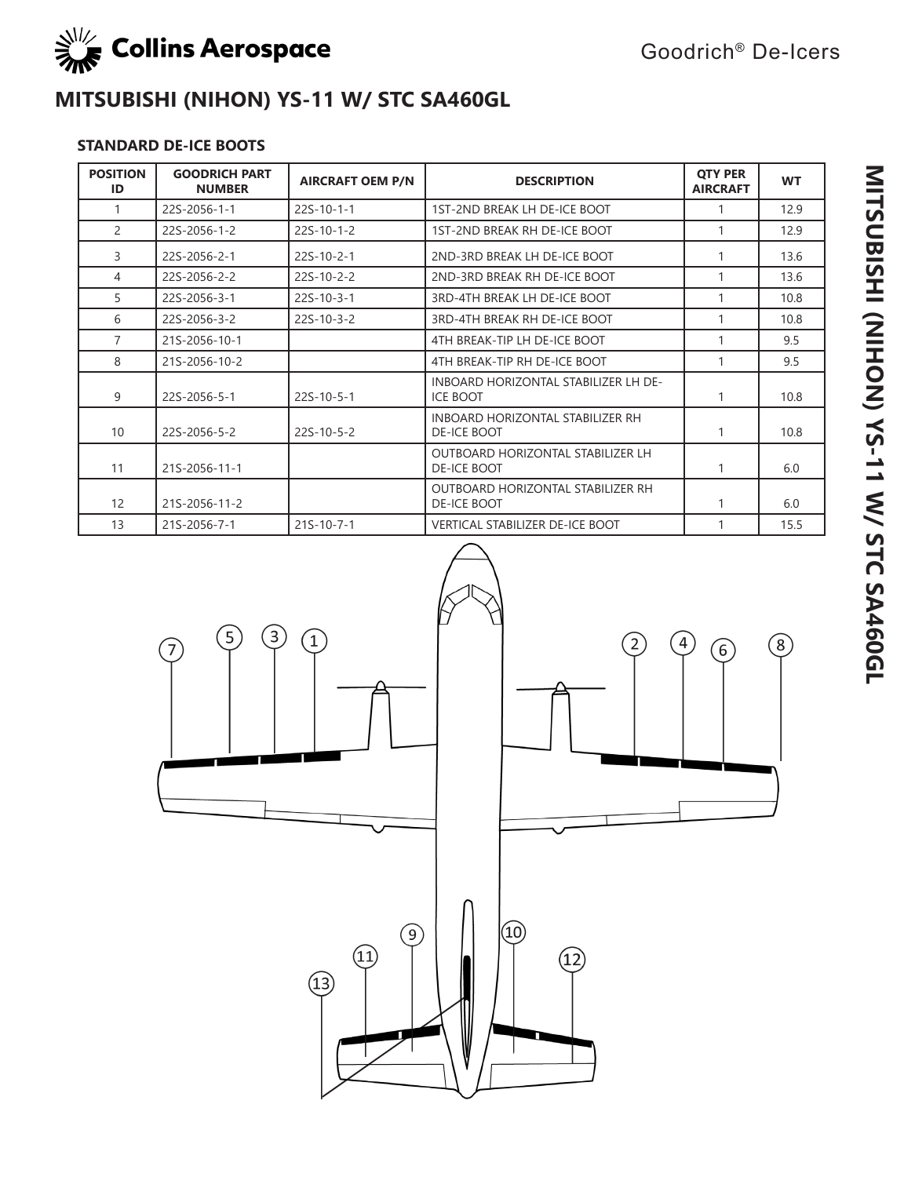Goodrich® De-Icers

## MITSUBISHI (NIHON) YS-11 W/ STC SA460GL

### STANDARD DE-ICE BOOTS

| POSITION ID | GOODRICH PART NUMBER | AIRCRAFT OEM P/N | DESCRIPTION | QTY PER AIRCRAFT | WT |
|---|---|---|---|---|---|
| 1 | 22S-2056-1-1 | 22S-10-1-1 | 1ST-2ND BREAK LH DE-ICE BOOT | 1 | 12.9 |
| 2 | 22S-2056-1-2 | 22S-10-1-2 | 1ST-2ND BREAK RH DE-ICE BOOT | 1 | 12.9 |
| 3 | 22S-2056-2-1 | 22S-10-2-1 | 2ND-3RD BREAK LH DE-ICE BOOT | 1 | 13.6 |
| 4 | 22S-2056-2-2 | 22S-10-2-2 | 2ND-3RD BREAK RH DE-ICE BOOT | 1 | 13.6 |
| 5 | 22S-2056-3-1 | 22S-10-3-1 | 3RD-4TH BREAK LH DE-ICE BOOT | 1 | 10.8 |
| 6 | 22S-2056-3-2 | 22S-10-3-2 | 3RD-4TH BREAK RH DE-ICE BOOT | 1 | 10.8 |
| 7 | 21S-2056-10-1 | | 4TH BREAK-TIP LH DE-ICE BOOT | 1 | 9.5 |
| 8 | 21S-2056-10-2 | | 4TH BREAK-TIP RH DE-ICE BOOT | 1 | 9.5 |
| 9 | 22S-2056-5-1 | 22S-10-5-1 | INBOARD HORIZONTAL STABILIZER LH DE-ICE BOOT | 1 | 10.8 |
| 10 | 22S-2056-5-2 | 22S-10-5-2 | INBOARD HORIZONTAL STABILIZER RH DE-ICE BOOT | 1 | 10.8 |
| 11 | 21S-2056-11-1 | | OUTBOARD HORIZONTAL STABILIZER LH DE-ICE BOOT | 1 | 6.0 |
| 12 | 21S-2056-11-2 | | OUTBOARD HORIZONTAL STABILIZER RH DE-ICE BOOT | 1 | 6.0 |
| 13 | 21S-2056-7-1 | 21S-10-7-1 | VERTICAL STABILIZER DE-ICE BOOT | 1 | 15.5 |

7 5 3 1 2 4 6 8

9 10 11 12 13